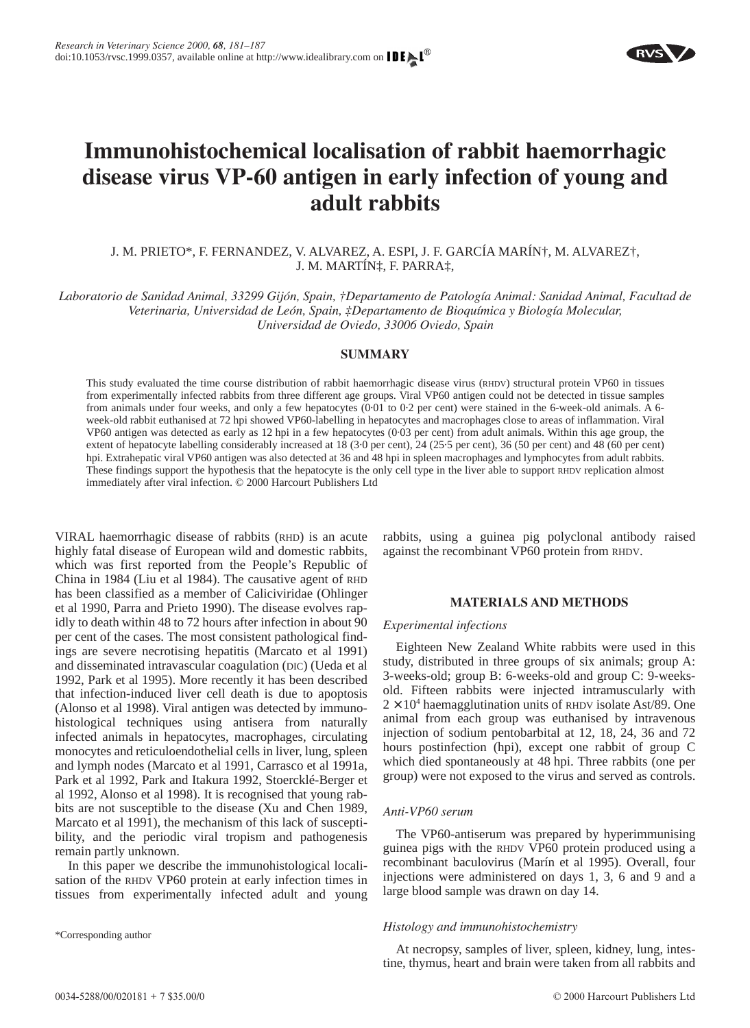# Immunohistochemical localisation of rabbit haemorrhagic disease virus VP-60 antigen in early infection of young and adult rabbits

J. M. PRIETO*, F. FERNANDEZ, V. ALVAREZ, A. ESPI, J. F. GARCÍA MARÍN†, M. ALVAREZ†, J. M. MARTÍN‡, F. PARRA‡,

*Laboratorio de Sanidad Animal, 33299 Gijón, Spain, †Departamento de Patología Animal: Sanidad Animal, Facultad de Veterinaria, Universidad de León, Spain, ‡Departamento de Bioquímica y Biología Molecular, Universidad de Oviedo, 33006 Oviedo, Spain*

## SUMMARY

This study evaluated the time course distribution of rabbit haemorrhagic disease virus (RHDV) structural protein VP60 in tissues from experimentally infected rabbits from three different age groups. Viral VP60 antigen could not be detected in tissue samples from animals under four weeks, and only a few hepatocytes (0·01 to 0·2 per cent) were stained in the 6-week-old animals. A 6-week-old rabbit euthanised at 72 hpi showed VP60-labelling in hepatocytes and macrophages close to areas of inflammation. Viral VP60 antigen was detected as early as 12 hpi in a few hepatocytes (0·03 per cent) from adult animals. Within this age group, the extent of hepatocyte labelling considerably increased at 18 (3·0 per cent), 24 (25·5 per cent), 36 (50 per cent) and 48 (60 per cent) hpi. Extrahepatic viral VP60 antigen was also detected at 36 and 48 hpi in spleen macrophages and lymphocytes from adult rabbits. These findings support the hypothesis that the hepatocyte is the only cell type in the liver able to support RHDV replication almost immediately after viral infection. © 2000 Harcourt Publishers Ltd

VIRAL haemorrhagic disease of rabbits (RHD) is an acute highly fatal disease of European wild and domestic rabbits, which was first reported from the People's Republic of China in 1984 (Liu et al 1984). The causative agent of RHD has been classified as a member of Caliciviridae (Ohlinger et al 1990, Parra and Prieto 1990). The disease evolves rapidly to death within 48 to 72 hours after infection in about 90 per cent of the cases. The most consistent pathological findings are severe necrotising hepatitis (Marcato et al 1991) and disseminated intravascular coagulation (DIC) (Ueda et al 1992, Park et al 1995). More recently it has been described that infection-induced liver cell death is due to apoptosis (Alonso et al 1998). Viral antigen was detected by immunohistological techniques using antisera from naturally infected animals in hepatocytes, macrophages, circulating monocytes and reticuloendothelial cells in liver, lung, spleen and lymph nodes (Marcato et al 1991, Carrasco et al 1991a, Park et al 1992, Park and Itakura 1992, Stoercklé-Berger et al 1992, Alonso et al 1998). It is recognised that young rabbits are not susceptible to the disease (Xu and Chen 1989, Marcato et al 1991), the mechanism of this lack of susceptibility, and the periodic viral tropism and pathogenesis remain partly unknown.

In this paper we describe the immunohistological localisation of the RHDV VP60 protein at early infection times in tissues from experimentally infected adult and young rabbits, using a guinea pig polyclonal antibody raised against the recombinant VP60 protein from RHDV.

*Corresponding author

## MATERIALS AND METHODS

### *Experimental infections*

Eighteen New Zealand White rabbits were used in this study, distributed in three groups of six animals; group A: 3-weeks-old; group B: 6-weeks-old and group C: 9-weeks-old. Fifteen rabbits were injected intramuscularly with $2 \times 10^4$ haemagglutination units of RHDV isolate Ast/89. One animal from each group was euthanised by intravenous injection of sodium pentobarbital at 12, 18, 24, 36 and 72 hours postinfection (hpi), except one rabbit of group C which died spontaneously at 48 hpi. Three rabbits (one per group) were not exposed to the virus and served as controls.

### *Anti-VP60 serum*

The VP60-antiserum was prepared by hyperimmunising guinea pigs with the RHDV VP60 protein produced using a recombinant baculovirus (Marín et al 1995). Overall, four injections were administered on days 1, 3, 6 and 9 and a large blood sample was drawn on day 14.

### *Histology and immunohistochemistry*

At necropsy, samples of liver, spleen, kidney, lung, intestine, thymus, heart and brain were taken from all rabbits and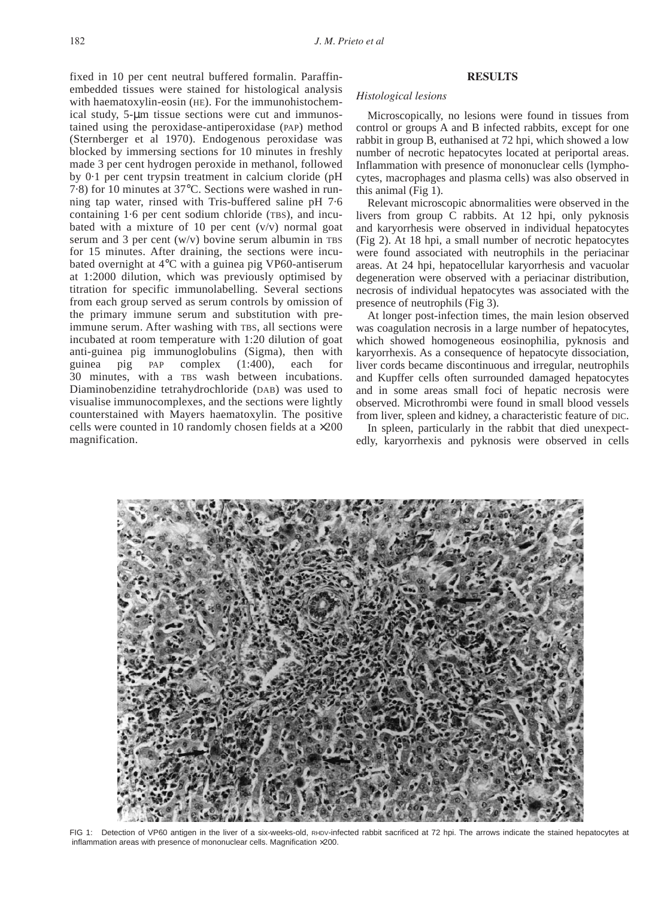fixed in 10 per cent neutral buffered formalin. Paraffin-embedded tissues were stained for histological analysis with haematoxylin-eosin (HE). For the immunohistochemical study, 5-μm tissue sections were cut and immunostained using the peroxidase-antiperoxidase (PAP) method (Sternberger et al 1970). Endogenous peroxidase was blocked by immersing sections for 10 minutes in freshly made 3 per cent hydrogen peroxide in methanol, followed by 0·1 per cent trypsin treatment in calcium cloride (pH 7·8) for 10 minutes at 37°C. Sections were washed in running tap water, rinsed with Tris-buffered saline pH 7·6 containing 1·6 per cent sodium chloride (TBS), and incubated with a mixture of 10 per cent (v/v) normal goat serum and 3 per cent (w/v) bovine serum albumin in TBS for 15 minutes. After draining, the sections were incubated overnight at 4°C with a guinea pig VP60-antiserum at 1:2000 dilution, which was previously optimised by titration for specific immunolabelling. Several sections from each group served as serum controls by omission of the primary immune serum and substitution with pre-immune serum. After washing with TBS, all sections were incubated at room temperature with 1:20 dilution of goat anti-guinea pig immunoglobulins (Sigma), then with guinea pig PAP complex (1:400), each for 30 minutes, with a TBS wash between incubations. Diaminobenzidine tetrahydrochloride (DAB) was used to visualise immunocomplexes, and the sections were lightly counterstained with Mayers haematoxylin. The positive cells were counted in 10 randomly chosen fields at a ×200 magnification.

## RESULTS

### *Histological lesions*

Microscopically, no lesions were found in tissues from control or groups A and B infected rabbits, except for one rabbit in group B, euthanised at 72 hpi, which showed a low number of necrotic hepatocytes located at periportal areas. Inflammation with presence of mononuclear cells (lymphocytes, macrophages and plasma cells) was also observed in this animal (Fig 1).

Relevant microscopic abnormalities were observed in the livers from group C rabbits. At 12 hpi, only pyknosis and karyorrhesis were observed in individual hepatocytes (Fig 2). At 18 hpi, a small number of necrotic hepatocytes were found associated with neutrophils in the periacinar areas. At 24 hpi, hepatocellular karyorrhesis and vacuolar degeneration were observed with a periacinar distribution, necrosis of individual hepatocytes was associated with the presence of neutrophils (Fig 3).

At longer post-infection times, the main lesion observed was coagulation necrosis in a large number of hepatocytes, which showed homogeneous eosinophilia, pyknosis and karyorrhexis. As a consequence of hepatocyte dissociation, liver cords became discontinuous and irregular, neutrophils and Kupffer cells often surrounded damaged hepatocytes and in some areas small foci of hepatic necrosis were observed. Microthrombi were found in small blood vessels from liver, spleen and kidney, a characteristic feature of DIC.

In spleen, particularly in the rabbit that died unexpectedly, karyorrhexis and pyknosis were observed in cells

FIG 1: Detection of VP60 antigen in the liver of a six-weeks-old, RHDV-infected rabbit sacrificed at 72 hpi. The arrows indicate the stained hepatocytes at inflammation areas with presence of mononuclear cells. Magnification ×200.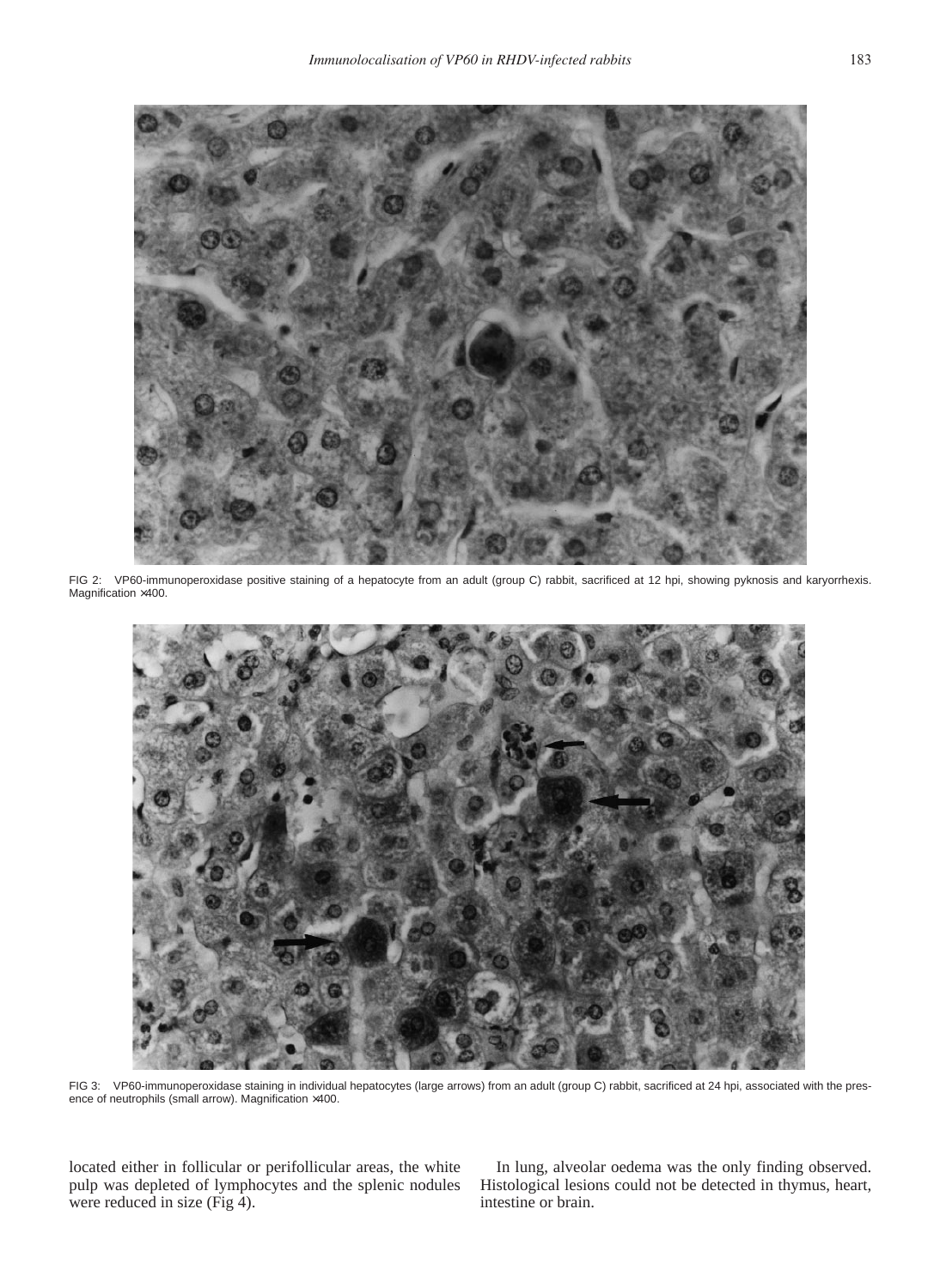FIG 2: VP60-immunoperoxidase positive staining of a hepatocyte from an adult (group C) rabbit, sacrificed at 12 hpi, showing pyknosis and karyorrhexis. Magnification ×400.

FIG 3: VP60-immunoperoxidase staining in individual hepatocytes (large arrows) from an adult (group C) rabbit, sacrificed at 24 hpi, associated with the presence of neutrophils (small arrow). Magnification ×400.

located either in follicular or perifollicular areas, the white pulp was depleted of lymphocytes and the splenic nodules were reduced in size (Fig 4).

In lung, alveolar oedema was the only finding observed. Histological lesions could not be detected in thymus, heart, intestine or brain.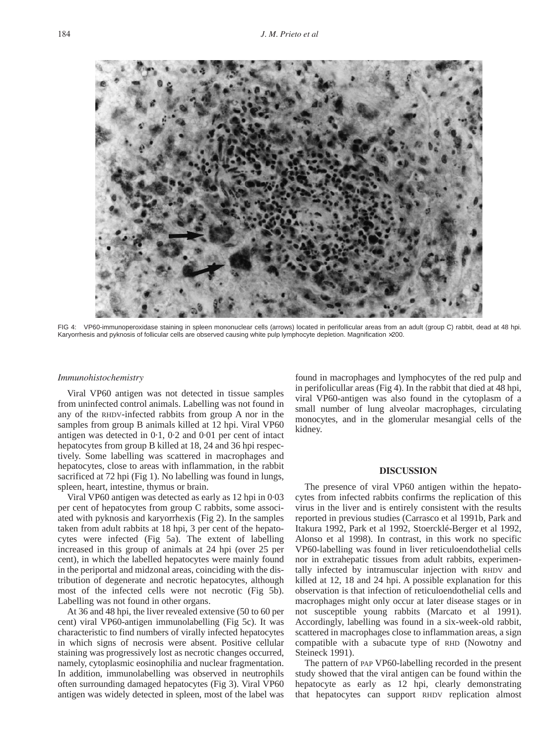FIG 4: VP60-immunoperoxidase staining in spleen mononuclear cells (arrows) located in perifollicular areas from an adult (group C) rabbit, dead at 48 hpi. Karyorrhesis and pyknosis of follicular cells are observed causing white pulp lymphocyte depletion. Magnification ×200.

### *Immunohistochemistry*

Viral VP60 antigen was not detected in tissue samples from uninfected control animals. Labelling was not found in any of the RHDV-infected rabbits from group A nor in the samples from group B animals killed at 12 hpi. Viral VP60 antigen was detected in 0·1, 0·2 and 0·01 per cent of intact hepatocytes from group B killed at 18, 24 and 36 hpi respectively. Some labelling was scattered in macrophages and hepatocytes, close to areas with inflammation, in the rabbit sacrificed at 72 hpi (Fig 1). No labelling was found in lungs, spleen, heart, intestine, thymus or brain.

Viral VP60 antigen was detected as early as 12 hpi in 0·03 per cent of hepatocytes from group C rabbits, some associated with pyknosis and karyorrhexis (Fig 2). In the samples taken from adult rabbits at 18 hpi, 3 per cent of the hepatocytes were infected (Fig 5a). The extent of labelling increased in this group of animals at 24 hpi (over 25 per cent), in which the labelled hepatocytes were mainly found in the periportal and midzonal areas, coinciding with the distribution of degenerate and necrotic hepatocytes, although most of the infected cells were not necrotic (Fig 5b). Labelling was not found in other organs.

At 36 and 48 hpi, the liver revealed extensive (50 to 60 per cent) viral VP60-antigen immunolabelling (Fig 5c). It was characteristic to find numbers of virally infected hepatocytes in which signs of necrosis were absent. Positive cellular staining was progressively lost as necrotic changes occurred, namely, cytoplasmic eosinophilia and nuclear fragmentation. In addition, immunolabelling was observed in neutrophils often surrounding damaged hepatocytes (Fig 3). Viral VP60 antigen was widely detected in spleen, most of the label was found in macrophages and lymphocytes of the red pulp and in perifolicullar areas (Fig 4). In the rabbit that died at 48 hpi, viral VP60-antigen was also found in the cytoplasm of a small number of lung alveolar macrophages, circulating monocytes, and in the glomerular mesangial cells of the kidney.

## DISCUSSION

The presence of viral VP60 antigen within the hepatocytes from infected rabbits confirms the replication of this virus in the liver and is entirely consistent with the results reported in previous studies (Carrasco et al 1991b, Park and Itakura 1992, Park et al 1992, Stoercklé-Berger et al 1992, Alonso et al 1998). In contrast, in this work no specific VP60-labelling was found in liver reticuloendothelial cells nor in extrahepatic tissues from adult rabbits, experimentally infected by intramuscular injection with RHDV and killed at 12, 18 and 24 hpi. A possible explanation for this observation is that infection of reticuloendothelial cells and macrophages might only occur at later disease stages or in not susceptible young rabbits (Marcato et al 1991). Accordingly, labelling was found in a six-week-old rabbit, scattered in macrophages close to inflammation areas, a sign compatible with a subacute type of RHD (Nowotny and Steineck 1991).

The pattern of PAP VP60-labelling recorded in the present study showed that the viral antigen can be found within the hepatocyte as early as 12 hpi, clearly demonstrating that hepatocytes can support RHDV replication almost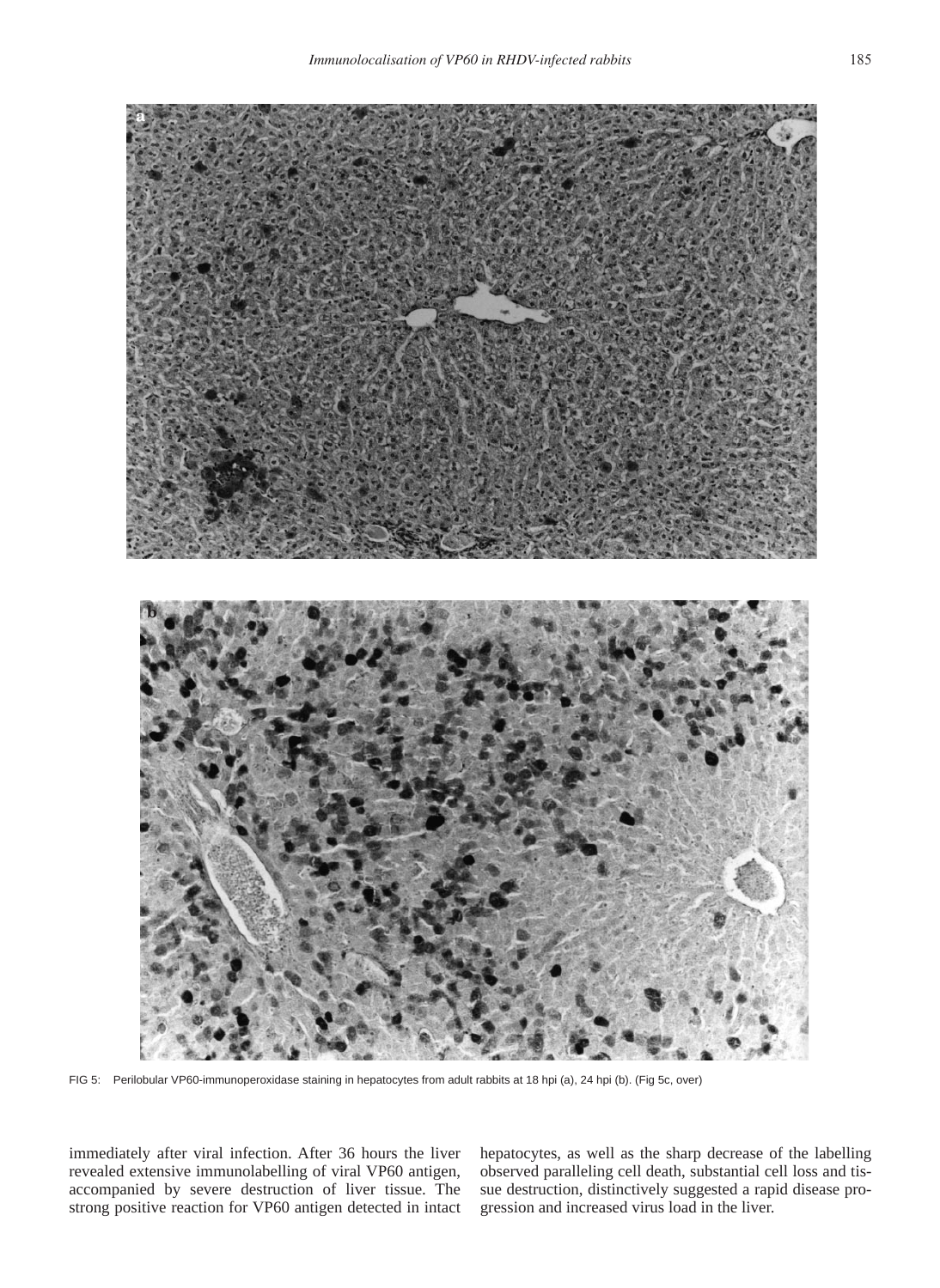FIG 5: Perilobular VP60-immunoperoxidase staining in hepatocytes from adult rabbits at 18 hpi (a), 24 hpi (b). (Fig 5c, over)

immediately after viral infection. After 36 hours the liver revealed extensive immunolabelling of viral VP60 antigen, accompanied by severe destruction of liver tissue. The strong positive reaction for VP60 antigen detected in intact hepatocytes, as well as the sharp decrease of the labelling observed paralleling cell death, substantial cell loss and tissue destruction, distinctively suggested a rapid disease progression and increased virus load in the liver.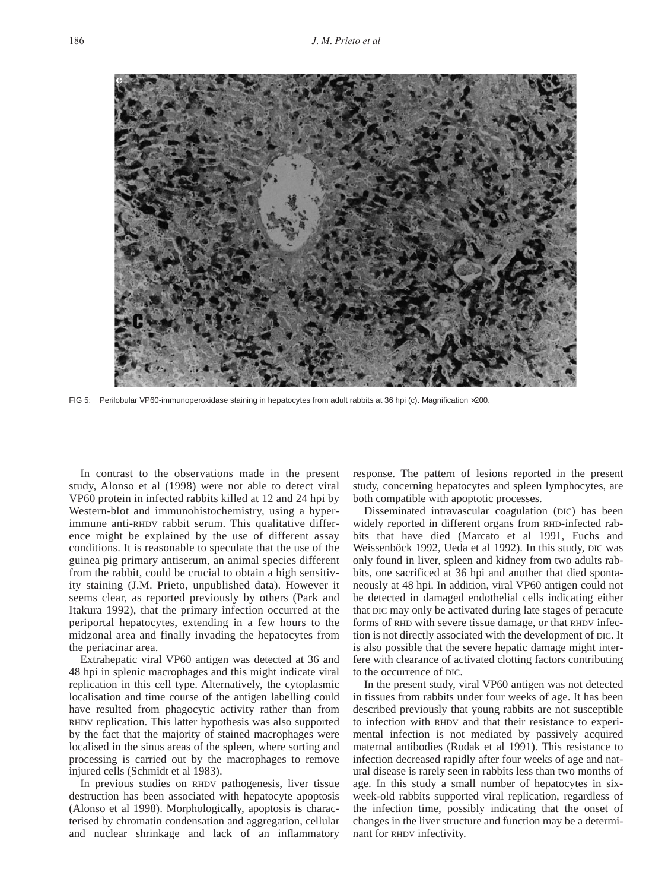FIG 5: Perilobular VP60-immunoperoxidase staining in hepatocytes from adult rabbits at 36 hpi (c). Magnification ×200.

In contrast to the observations made in the present study, Alonso et al (1998) were not able to detect viral VP60 protein in infected rabbits killed at 12 and 24 hpi by Western-blot and immunohistochemistry, using a hyperimmune anti-RHDV rabbit serum. This qualitative difference might be explained by the use of different assay conditions. It is reasonable to speculate that the use of the guinea pig primary antiserum, an animal species different from the rabbit, could be crucial to obtain a high sensitivity staining (J.M. Prieto, unpublished data). However it seems clear, as reported previously by others (Park and Itakura 1992), that the primary infection occurred at the periportal hepatocytes, extending in a few hours to the midzonal area and finally invading the hepatocytes from the periacinar area.

Extrahepatic viral VP60 antigen was detected at 36 and 48 hpi in splenic macrophages and this might indicate viral replication in this cell type. Alternatively, the cytoplasmic localisation and time course of the antigen labelling could have resulted from phagocytic activity rather than from RHDV replication. This latter hypothesis was also supported by the fact that the majority of stained macrophages were localised in the sinus areas of the spleen, where sorting and processing is carried out by the macrophages to remove injured cells (Schmidt et al 1983).

In previous studies on RHDV pathogenesis, liver tissue destruction has been associated with hepatocyte apoptosis (Alonso et al 1998). Morphologically, apoptosis is characterised by chromatin condensation and aggregation, cellular and nuclear shrinkage and lack of an inflammatory response. The pattern of lesions reported in the present study, concerning hepatocytes and spleen lymphocytes, are both compatible with apoptotic processes.

Disseminated intravascular coagulation (DIC) has been widely reported in different organs from RHD-infected rabbits that have died (Marcato et al 1991, Fuchs and Weissenböck 1992, Ueda et al 1992). In this study, DIC was only found in liver, spleen and kidney from two adults rabbits, one sacrificed at 36 hpi and another that died spontaneously at 48 hpi. In addition, viral VP60 antigen could not be detected in damaged endothelial cells indicating either that DIC may only be activated during late stages of peracute forms of RHD with severe tissue damage, or that RHDV infection is not directly associated with the development of DIC. It is also possible that the severe hepatic damage might interfere with clearance of activated clotting factors contributing to the occurrence of DIC.

In the present study, viral VP60 antigen was not detected in tissues from rabbits under four weeks of age. It has been described previously that young rabbits are not susceptible to infection with RHDV and that their resistance to experimental infection is not mediated by passively acquired maternal antibodies (Rodak et al 1991). This resistance to infection decreased rapidly after four weeks of age and natural disease is rarely seen in rabbits less than two months of age. In this study a small number of hepatocytes in six-week-old rabbits supported viral replication, regardless of the infection time, possibly indicating that the onset of changes in the liver structure and function may be a determinant for RHDV infectivity.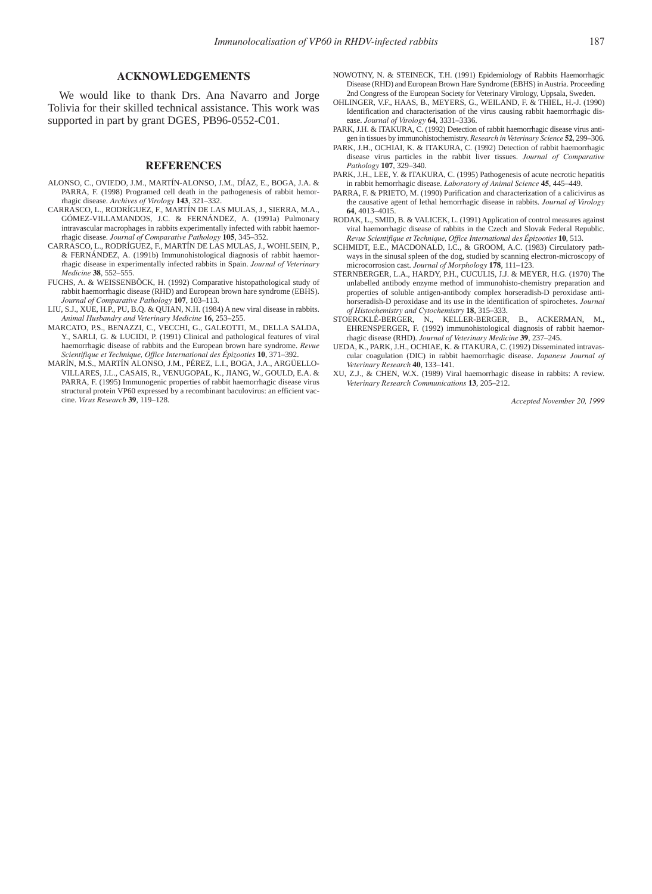## ACKNOWLEDGEMENTS

We would like to thank Drs. Ana Navarro and Jorge Tolivia for their skilled technical assistance. This work was supported in part by grant DGES, PB96-0552-C01.

## REFERENCES

ALONSO, C., OVIEDO, J.M., MARTÍN-ALONSO, J.M., DÍAZ, E., BOGA, J.A. & PARRA, F. (1998) Programed cell death in the pathogenesis of rabbit hemorrhagic disease. *Archives of Virology* **143**, 321–332.

CARRASCO, L., RODRÍGUEZ, F., MARTÍN DE LAS MULAS, J., SIERRA, M.A., GÓMEZ-VILLAMANDOS, J.C. & FERNÁNDEZ, A. (1991a) Pulmonary intravascular macrophages in rabbits experimentally infected with rabbit haemorrhagic disease. *Journal of Comparative Pathology* **105**, 345–352.

CARRASCO, L., RODRÍGUEZ, F., MARTÍN DE LAS MULAS, J., WOHLSEIN, P., & FERNÁNDEZ, A. (1991b) Immunohistological diagnosis of rabbit haemorrhagic disease in experimentally infected rabbits in Spain. *Journal of Veterinary Medicine* **38**, 552–555.

FUCHS, A. & WEISSENBÖCK, H. (1992) Comparative histopathological study of rabbit haemorrhagic disease (RHD) and European brown hare syndrome (EBHS). *Journal of Comparative Pathology* **107**, 103–113.

LIU, S.J., XUE, H.P., PU, B.Q. & QUIAN, N.H. (1984) A new viral disease in rabbits. *Animal Husbandry and Veterinary Medicine* **16**, 253–255.

MARCATO, P.S., BENAZZI, C., VECCHI, G., GALEOTTI, M., DELLA SALDA, Y., SARLI, G. & LUCIDI, P. (1991) Clinical and pathological features of viral haemorrhagic disease of rabbits and the European brown hare syndrome. *Revue Scientifique et Technique, Office International des Épizooties* **10**, 371–392.

MARÍN, M.S., MARTÍN ALONSO, J.M., PÉREZ, L.I., BOGA, J.A., ARGÜELLO-VILLARES, J.L., CASAIS, R., VENUGOPAL, K., JIANG, W., GOULD, E.A. & PARRA, F. (1995) Immunogenic properties of rabbit haemorrhagic disease virus structural protein VP60 expressed by a recombinant baculovirus: an efficient vaccine. *Virus Research* **39**, 119–128.

NOWOTNY, N. & STEINECK, T.H. (1991) Epidemiology of Rabbits Haemorrhagic Disease (RHD) and European Brown Hare Syndrome (EBHS) in Austria. Proceeding 2nd Congress of the European Society for Veterinary Virology, Uppsala, Sweden.

OHLINGER, V.F., HAAS, B., MEYERS, G., WEILAND, F. & THIEL, H.-J. (1990) Identification and characterisation of the virus causing rabbit haemorrhagic disease. *Journal of Virology* **64**, 3331–3336.

PARK, J.H. & ITAKURA, C. (1992) Detection of rabbit haemorrhagic disease virus antigen in tissues by immunohistochemistry. *Research in Veterinary Science* **52**, 299–306.

PARK, J.H., OCHIAI, K. & ITAKURA, C. (1992) Detection of rabbit haemorrhagic disease virus particles in the rabbit liver tissues. *Journal of Comparative Pathology* **107**, 329–340.

PARK, J.H., LEE, Y. & ITAKURA, C. (1995) Pathogenesis of acute necrotic hepatitis in rabbit hemorrhagic disease. *Laboratory of Animal Science* **45**, 445–449.

PARRA, F. & PRIETO, M. (1990) Purification and characterization of a calicivirus as the causative agent of lethal hemorrhagic disease in rabbits. *Journal of Virology* **64**, 4013–4015.

RODAK, L., SMID, B. & VALICEK, L. (1991) Application of control measures against viral haemorrhagic disease of rabbits in the Czech and Slovak Federal Republic. *Revue Scientifique et Technique, Office International des Épizooties* **10**, 513.

SCHMIDT, E.E., MACDONALD, I.C., & GROOM, A.C. (1983) Circulatory pathways in the sinusal spleen of the dog, studied by scanning electron-microscopy of microcorrosion cast. *Journal of Morphology* **178**, 111–123.

STERNBERGER, L.A., HARDY, P.H., CUCULIS, J.J. & MEYER, H.G. (1970) The unlabelled antibody enzyme method of immunohisto-chemistry preparation and properties of soluble antigen-antibody complex horseradish-D peroxidase antihorseradish-D peroxidase and its use in the identification of spirochetes. *Journal of Histochemistry and Cytochemistry* **18**, 315–333.

STOERCKLÉ-BERGER, N., KELLER-BERGER, B., ACKERMAN, M., EHRENSPERGER, F. (1992) immunohistological diagnosis of rabbit haemorrhagic disease (RHD). *Journal of Veterinary Medicine* **39**, 237–245.

UEDA, K., PARK, J.H., OCHIAE, K. & ITAKURA, C. (1992) Disseminated intravascular coagulation (DIC) in rabbit haemorrhagic disease. *Japanese Journal of Veterinary Research* **40**, 133–141.

XU, Z.J., & CHEN, W.X. (1989) Viral haemorrhagic disease in rabbits: A review. *Veterinary Research Communications* **13**, 205–212.

*Accepted November 20, 1999*